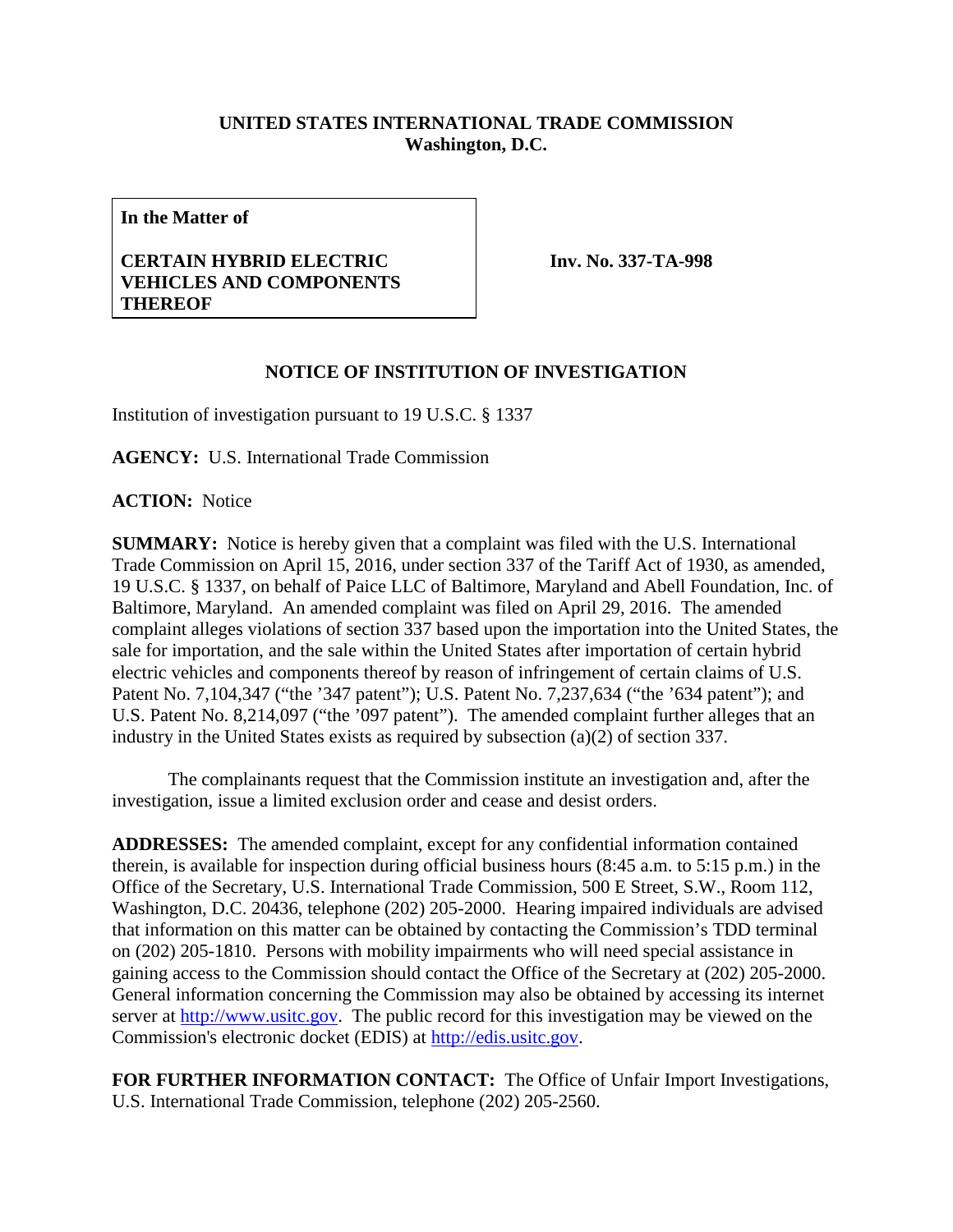**UNITED STATES INTERNATIONAL TRADE COMMISSION**
**Washington, D.C.**

| **In the Matter of** <br><br> **CERTAIN HYBRID ELECTRIC VEHICLES AND COMPONENTS THEREOF** | **Inv. No. 337-TA-998** |
|---|---|

**NOTICE OF INSTITUTION OF INVESTIGATION**

Institution of investigation pursuant to 19 U.S.C. § 1337

**AGENCY:** U.S. International Trade Commission

**ACTION:** Notice

**SUMMARY:** Notice is hereby given that a complaint was filed with the U.S. International Trade Commission on April 15, 2016, under section 337 of the Tariff Act of 1930, as amended, 19 U.S.C. § 1337, on behalf of Paice LLC of Baltimore, Maryland and Abell Foundation, Inc. of Baltimore, Maryland. An amended complaint was filed on April 29, 2016. The amended complaint alleges violations of section 337 based upon the importation into the United States, the sale for importation, and the sale within the United States after importation of certain hybrid electric vehicles and components thereof by reason of infringement of certain claims of U.S. Patent No. 7,104,347 ("the '347 patent"); U.S. Patent No. 7,237,634 ("the '634 patent"); and U.S. Patent No. 8,214,097 ("the '097 patent"). The amended complaint further alleges that an industry in the United States exists as required by subsection (a)(2) of section 337.

The complainants request that the Commission institute an investigation and, after the investigation, issue a limited exclusion order and cease and desist orders.

**ADDRESSES:** The amended complaint, except for any confidential information contained therein, is available for inspection during official business hours (8:45 a.m. to 5:15 p.m.) in the Office of the Secretary, U.S. International Trade Commission, 500 E Street, S.W., Room 112, Washington, D.C. 20436, telephone (202) 205-2000. Hearing impaired individuals are advised that information on this matter can be obtained by contacting the Commission's TDD terminal on (202) 205-1810. Persons with mobility impairments who will need special assistance in gaining access to the Commission should contact the Office of the Secretary at (202) 205-2000. General information concerning the Commission may also be obtained by accessing its internet server at http://www.usitc.gov. The public record for this investigation may be viewed on the Commission's electronic docket (EDIS) at http://edis.usitc.gov.

**FOR FURTHER INFORMATION CONTACT:** The Office of Unfair Import Investigations, U.S. International Trade Commission, telephone (202) 205-2560.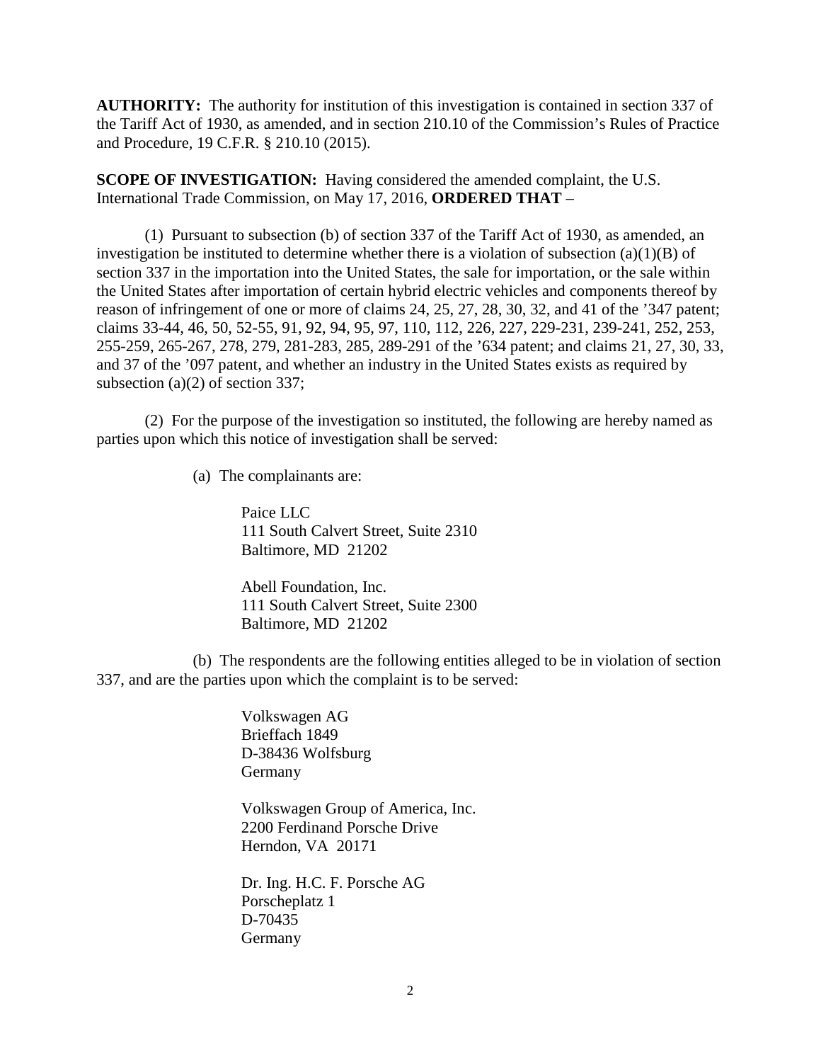**AUTHORITY:** The authority for institution of this investigation is contained in section 337 of the Tariff Act of 1930, as amended, and in section 210.10 of the Commission's Rules of Practice and Procedure, 19 C.F.R. § 210.10 (2015).

**SCOPE OF INVESTIGATION:** Having considered the amended complaint, the U.S. International Trade Commission, on May 17, 2016, **ORDERED THAT** –

(1) Pursuant to subsection (b) of section 337 of the Tariff Act of 1930, as amended, an investigation be instituted to determine whether there is a violation of subsection (a)(1)(B) of section 337 in the importation into the United States, the sale for importation, or the sale within the United States after importation of certain hybrid electric vehicles and components thereof by reason of infringement of one or more of claims 24, 25, 27, 28, 30, 32, and 41 of the '347 patent; claims 33-44, 46, 50, 52-55, 91, 92, 94, 95, 97, 110, 112, 226, 227, 229-231, 239-241, 252, 253, 255-259, 265-267, 278, 279, 281-283, 285, 289-291 of the '634 patent; and claims 21, 27, 30, 33, and 37 of the '097 patent, and whether an industry in the United States exists as required by subsection (a)(2) of section 337;

(2) For the purpose of the investigation so instituted, the following are hereby named as parties upon which this notice of investigation shall be served:

(a) The complainants are:

Paice LLC
111 South Calvert Street, Suite 2310
Baltimore, MD 21202

Abell Foundation, Inc.
111 South Calvert Street, Suite 2300
Baltimore, MD 21202

(b) The respondents are the following entities alleged to be in violation of section 337, and are the parties upon which the complaint is to be served:

Volkswagen AG
Brieffach 1849
D-38436 Wolfsburg
Germany

Volkswagen Group of America, Inc.
2200 Ferdinand Porsche Drive
Herndon, VA 20171

Dr. Ing. H.C. F. Porsche AG
Porscheplatz 1
D-70435
Germany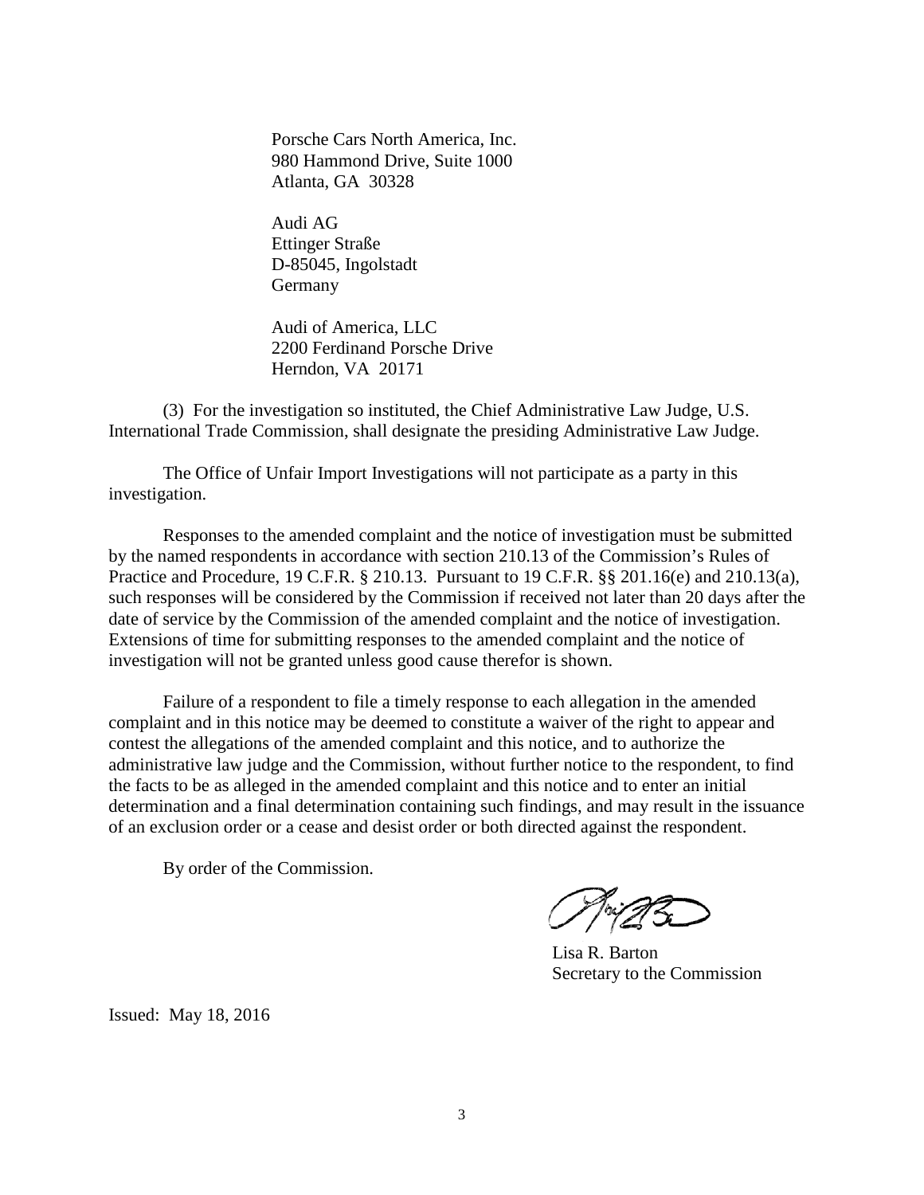Porsche Cars North America, Inc.
980 Hammond Drive, Suite 1000
Atlanta, GA 30328

Audi AG
Ettinger Straße
D-85045, Ingolstadt
Germany

Audi of America, LLC
2200 Ferdinand Porsche Drive
Herndon, VA 20171

(3) For the investigation so instituted, the Chief Administrative Law Judge, U.S. International Trade Commission, shall designate the presiding Administrative Law Judge.

The Office of Unfair Import Investigations will not participate as a party in this investigation.

Responses to the amended complaint and the notice of investigation must be submitted by the named respondents in accordance with section 210.13 of the Commission's Rules of Practice and Procedure, 19 C.F.R. § 210.13. Pursuant to 19 C.F.R. §§ 201.16(e) and 210.13(a), such responses will be considered by the Commission if received not later than 20 days after the date of service by the Commission of the amended complaint and the notice of investigation. Extensions of time for submitting responses to the amended complaint and the notice of investigation will not be granted unless good cause therefor is shown.

Failure of a respondent to file a timely response to each allegation in the amended complaint and in this notice may be deemed to constitute a waiver of the right to appear and contest the allegations of the amended complaint and this notice, and to authorize the administrative law judge and the Commission, without further notice to the respondent, to find the facts to be as alleged in the amended complaint and this notice and to enter an initial determination and a final determination containing such findings, and may result in the issuance of an exclusion order or a cease and desist order or both directed against the respondent.

By order of the Commission.

Lisa R. Barton
Secretary to the Commission

Issued: May 18, 2016